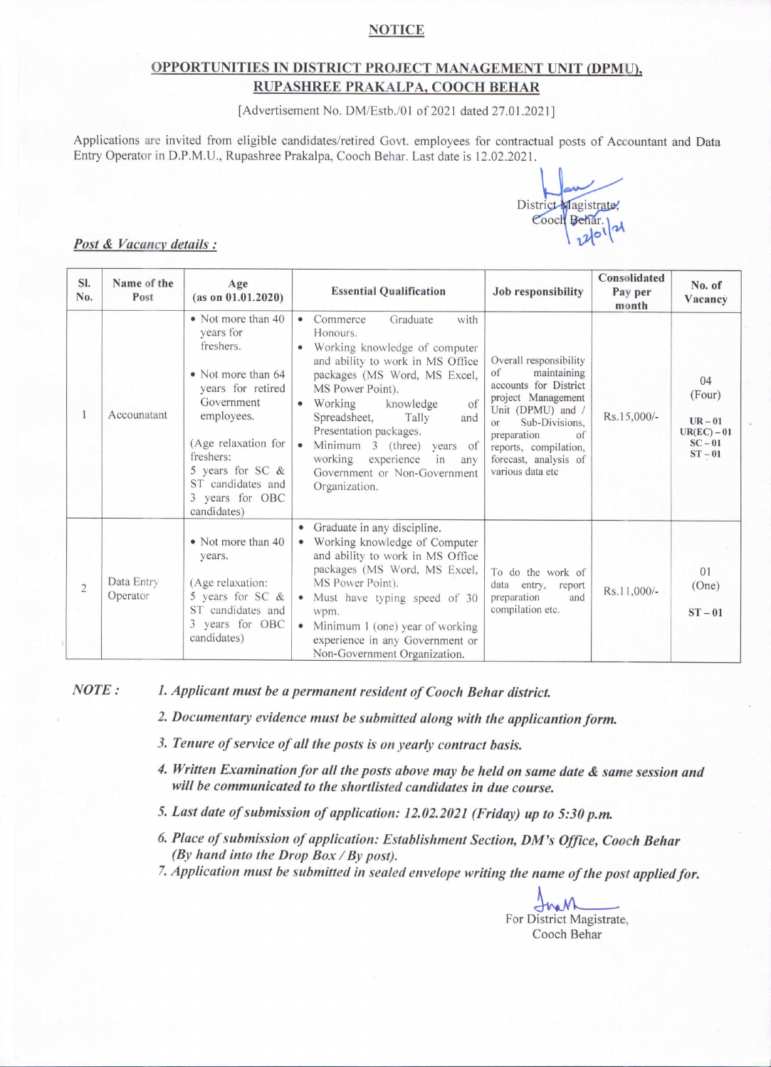# NOTICE

## OPPORTUNITIES IN DISTRICT PROJECT MANAGEMENT UNIT (DPMU), RUPASHREE PRAKALPA, COOCH BEHAR

[Advertisement No. DM/Estb./01 of 2021 dated 27.01.2021]

Applications are invited from eligible candidates/retired Govt. employees for contractual posts of Accountant and Data Entry Operator in D.P.M.U., Rupashree Prakalpa, Cooch Behar. Last date is 12.02.2021.

District Magistrate,
Cooch Behar.
22/01/21

***Post & Vacancy details :***

| Sl. No. | Name of the Post | Age (as on 01.01.2020) | Essential Qualification | Job responsibility | Consolidated Pay per month | No. of Vacancy |
|---|---|---|---|---|---|---|
| 1 | Accounatant | • Not more than 40 years for freshers.<br>• Not more than 64 years for retired Government employees.<br>(Age relaxation for freshers: 5 years for SC & ST candidates and 3 years for OBC candidates) | • Commerce Graduate with Honours.<br>• Working knowledge of computer and ability to work in MS Office packages (MS Word, MS Excel, MS Power Point).<br>• Working knowledge of Spreadsheet, Tally and Presentation packages.<br>• Minimum 3 (three) years of working experience in any Government or Non-Government Organization. | Overall responsibility of maintaining accounts for District project Management Unit (DPMU) and / or Sub-Divisions, preparation of reports, compilation, forecast, analysis of various data etc | Rs.15,000/- | 04 (Four)<br>UR – 01<br>UR(EC) – 01<br>SC – 01<br>ST – 01 |
| 2 | Data Entry Operator | • Not more than 40 years.<br>(Age relaxation: 5 years for SC & ST candidates and 3 years for OBC candidates) | • Graduate in any discipline.<br>• Working knowledge of Computer and ability to work in MS Office packages (MS Word, MS Excel, MS Power Point).<br>• Must have typing speed of 30 wpm.<br>• Minimum 1 (one) year of working experience in any Government or Non-Government Organization. | To do the work of data entry, report preparation and compilation etc. | Rs.11,000/- | 01 (One)<br>ST – 01 |

***NOTE :***

1. *Applicant must be a permanent resident of Cooch Behar district.*
2. *Documentary evidence must be submitted along with the application form.*
3. *Tenure of service of all the posts is on yearly contract basis.*
4. *Written Examination for all the posts above may be held on same date & same session and will be communicated to the shortlisted candidates in due course.*
5. *Last date of submission of application: 12.02.2021 (Friday) up to 5:30 p.m.*
6. *Place of submission of application: Establishment Section, DM's Office, Cooch Behar (By hand into the Drop Box / By post).*
7. *Application must be submitted in sealed envelope writing the name of the post applied for.*

For District Magistrate,
Cooch Behar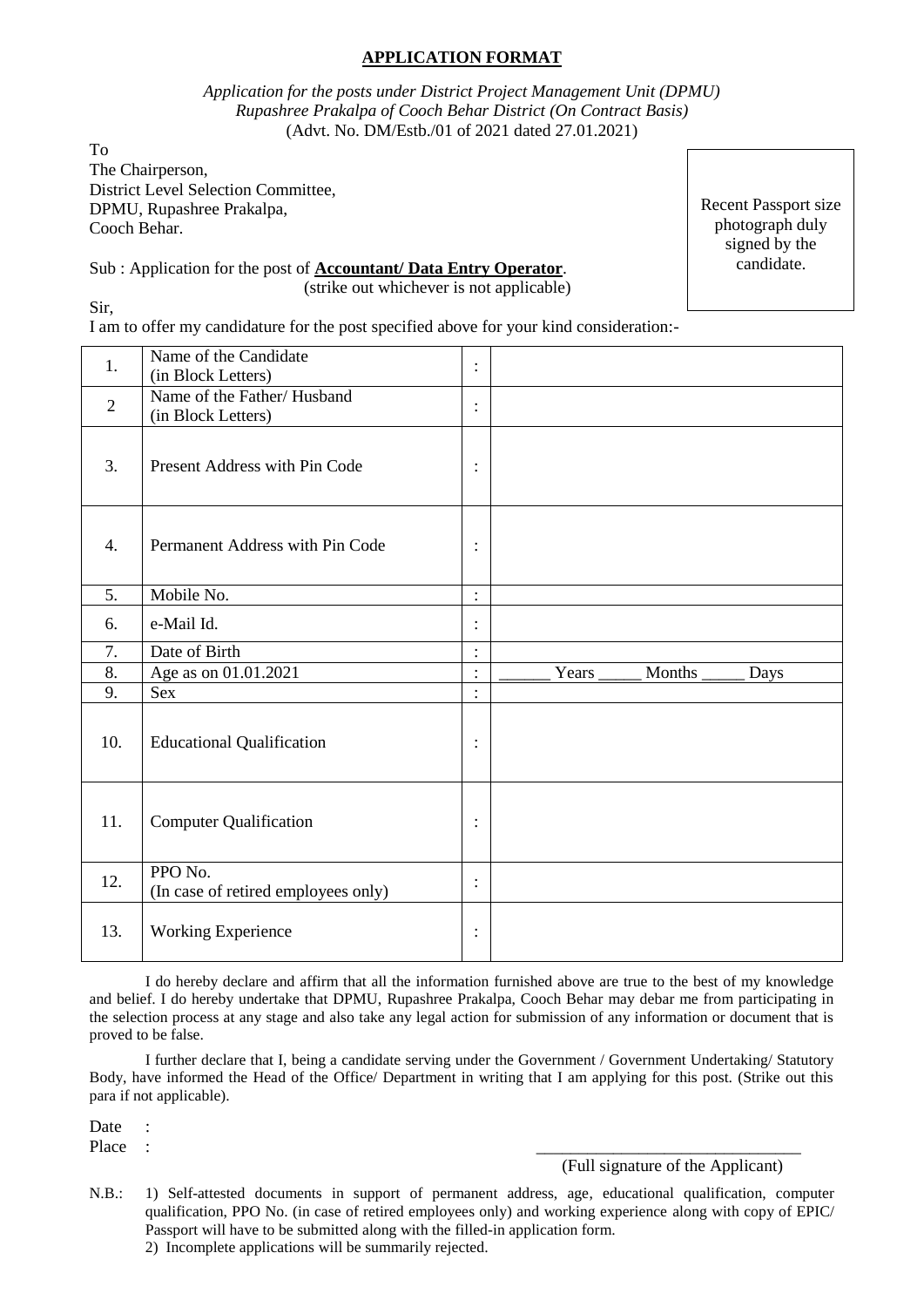## APPLICATION FORMAT

*Application for the posts under District Project Management Unit (DPMU)*
*Rupashree Prakalpa of Cooch Behar District (On Contract Basis)*
(Advt. No. DM/Estb./01 of 2021 dated 27.01.2021)

To
The Chairperson,
District Level Selection Committee,
DPMU, Rupashree Prakalpa,
Cooch Behar.

Recent Passport size photograph duly signed by the candidate.

Sub : Application for the post of **Accountant/ Data Entry Operator**.
(strike out whichever is not applicable)

Sir,
I am to offer my candidature for the post specified above for your kind consideration:-

| | | | |
|---|---|---|---|
| 1. | Name of the Candidate (in Block Letters) | : | |
| 2 | Name of the Father/ Husband (in Block Letters) | : | |
| 3. | Present Address with Pin Code | : | |
| 4. | Permanent Address with Pin Code | : | |
| 5. | Mobile No. | : | |
| 6. | e-Mail Id. | : | |
| 7. | Date of Birth | : | |
| 8. | Age as on 01.01.2021 | : | ______ Years _____ Months _____ Days |
| 9. | Sex | : | |
| 10. | Educational Qualification | : | |
| 11. | Computer Qualification | : | |
| 12. | PPO No. (In case of retired employees only) | : | |
| 13. | Working Experience | : | |

I do hereby declare and affirm that all the information furnished above are true to the best of my knowledge and belief. I do hereby undertake that DPMU, Rupashree Prakalpa, Cooch Behar may debar me from participating in the selection process at any stage and also take any legal action for submission of any information or document that is proved to be false.

I further declare that I, being a candidate serving under the Government / Government Undertaking/ Statutory Body, have informed the Head of the Office/ Department in writing that I am applying for this post. (Strike out this para if not applicable).

Date :
Place :

________________________________
(Full signature of the Applicant)

N.B.: 1) Self-attested documents in support of permanent address, age, educational qualification, computer qualification, PPO No. (in case of retired employees only) and working experience along with copy of EPIC/ Passport will have to be submitted along with the filled-in application form.
2) Incomplete applications will be summarily rejected.